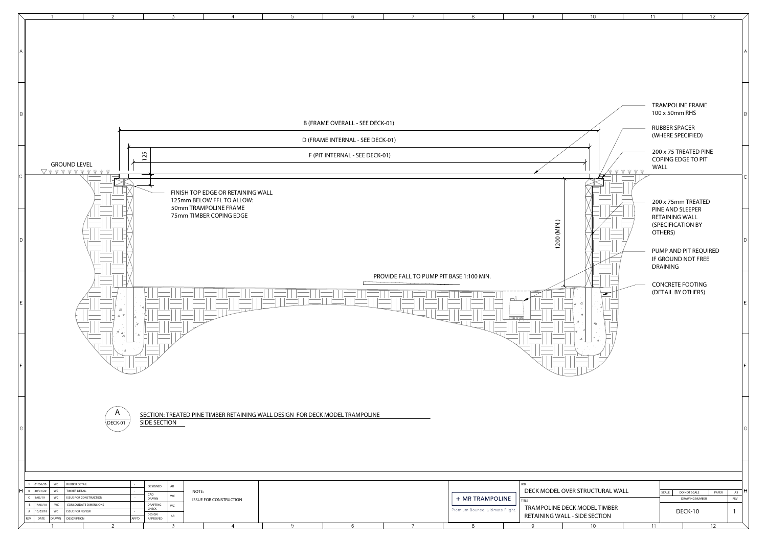TRAMPOLINE FRAME
100 x 50mm RHS

RUBBER SPACER
(WHERE SPECIFIED)

200 x 75 TREATED PINE
COPING EDGE TO PIT
WALL

200 x 75mm TREATED
PINE AND SLEEPER
RETAINING WALL
(SPECIFICATION BY
OTHERS)

PUMP AND PIT REQUIRED
IF GROUND NOT FREE
DRAINING

CONCRETE FOOTING
(DETAIL BY OTHERS)

B (FRAME OVERALL - SEE DECK-01)

D (FRAME INTERNAL - SEE DECK-01)

F (PIT INTERNAL - SEE DECK-01)

125

GROUND LEVEL

FINISH TOP EDGE OR RETAINING WALL
125mm BELOW FFL TO ALLOW:
50mm TRAMPOLINE FRAME
75mm TIMBER COPING EDGE

1200 (MIN.)

PROVIDE FALL TO PUMP PIT BASE 1:100 MIN.

A
DECK-01

SECTION: TREATED PINE TIMBER RETAINING WALL DESIGN FOR DECK MODEL TRAMPOLINE
SIDE SECTION

| REV | DATE | DRAWN | DESCRIPTION | APP'D |
|---|---|---|---|---|
| 1 | 01/06/20 | WC | RUBBER DETAIL | - |
| D | 30/01/20 | WC | TIMBER DETAIL | - |
| C | 1/05/19 | WC | ISSUE FOR CONSTRUCTION | - |
| B | 17/03/18 | WC | CONSOLIDATE DIMENSIONS | - |
| A | 15/03/18 | WC | ISSUE FOR REVIEW | - |

| | |
|---|---|
| DESIGNED | AR |
| CAD DRAWN | WC |
| DRAFTING CHECK | WC |
| DESIGN APPROVED | AR |

NOTE:
ISSUE FOR CONSTRUCTION

+ MR TRAMPOLINE
Premium Bounce. Ultimate Flight.

JOB
DECK MODEL OVER STRUCTURAL WALL

TITLE
TRAMPOLINE DECK MODEL TIMBER
RETAINING WALL - SIDE SECTION

| SCALE | DO NOT SCALE | PAPER | A3 |
|---|---|---|---|
| DRAWING NUMBER | | | REV |
| DECK-10 | | | 1 |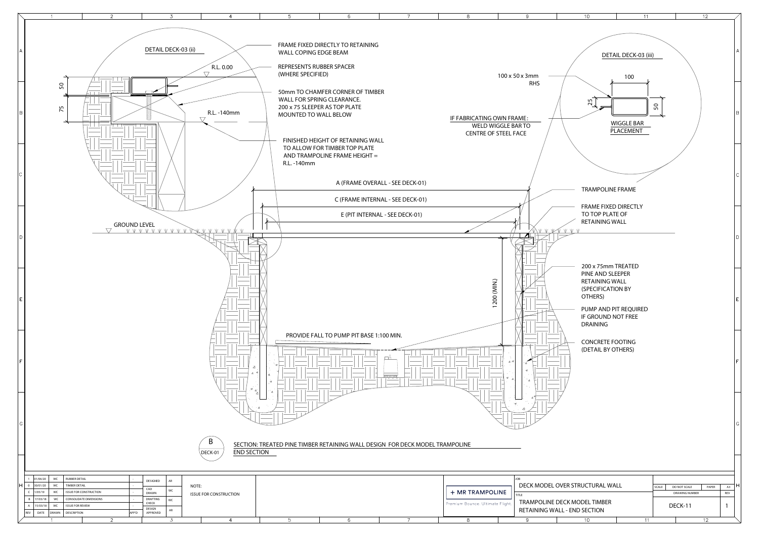DETAIL DECK-03 (ii)

R.L. 0.00

R.L. -140mm

50

75

FRAME FIXED DIRECTLY TO RETAINING WALL COPING EDGE BEAM

REPRESENTS RUBBER SPACER (WHERE SPECIFIED)

50mm TO CHAMFER CORNER OF TIMBER WALL FOR SPRING CLEARANCE. 200 x 75 SLEEPER AS TOP PLATE MOUNTED TO WALL BELOW

FINISHED HEIGHT OF RETAINING WALL TO ALLOW FOR TIMBER TOP PLATE AND TRAMPOLINE FRAME HEIGHT = R.L. -140mm

100 x 50 x 3mm RHS

IF FABRICATING OWN FRAME: WELD WIGGLE BAR TO CENTRE OF STEEL FACE

DETAIL DECK-03 (iii)

100

25

50

WIGGLE BAR PLACEMENT

A (FRAME OVERALL - SEE DECK-01)

C (FRAME INTERNAL - SEE DECK-01)

E (PIT INTERNAL - SEE DECK-01)

GROUND LEVEL

TRAMPOLINE FRAME

FRAME FIXED DIRECTLY TO TOP PLATE OF RETAINING WALL

1200 (MIN.)

200 x 75mm TREATED PINE AND SLEEPER RETAINING WALL (SPECIFICATION BY OTHERS)

PUMP AND PIT REQUIRED IF GROUND NOT FREE DRAINING

PROVIDE FALL TO PUMP PIT BASE 1:100 MIN.

CONCRETE FOOTING (DETAIL BY OTHERS)

B / DECK-01

SECTION: TREATED PINE TIMBER RETAINING WALL DESIGN FOR DECK MODEL TRAMPOLINE
END SECTION

| REV | DATE | DRAWN | DESCRIPTION | APP'D |
|---|---|---|---|---|
| 1 | 01/06/20 | WC | RUBBER DETAIL | - |
| 0 | 30/01/20 | WC | TIMBER DETAIL | - |
| C | 1/05/19 | WC | ISSUE FOR CONSTRUCTION | - |
| B | 17/03/18 | WC | CONSOLIDATE DIMENSIONS | - |
| A | 15/03/18 | WC | ISSUE FOR REVIEW | - |

| | |
|---|---|
| DESIGNED | AR |
| CAD DRAWN | WC |
| DRAFTING CHECK | WC |
| DESIGN APPROVED | AR |

NOTE:
ISSUE FOR CONSTRUCTION

+ MR TRAMPOLINE
Premium Bounce. Ultimate Flight.

JOB: DECK MODEL OVER STRUCTURAL WALL

TITLE: TRAMPOLINE DECK MODEL TIMBER RETAINING WALL - END SECTION

SCALE: DO NOT SCALE | PAPER: A3

DRAWING NUMBER: DECK-11 | REV: 1